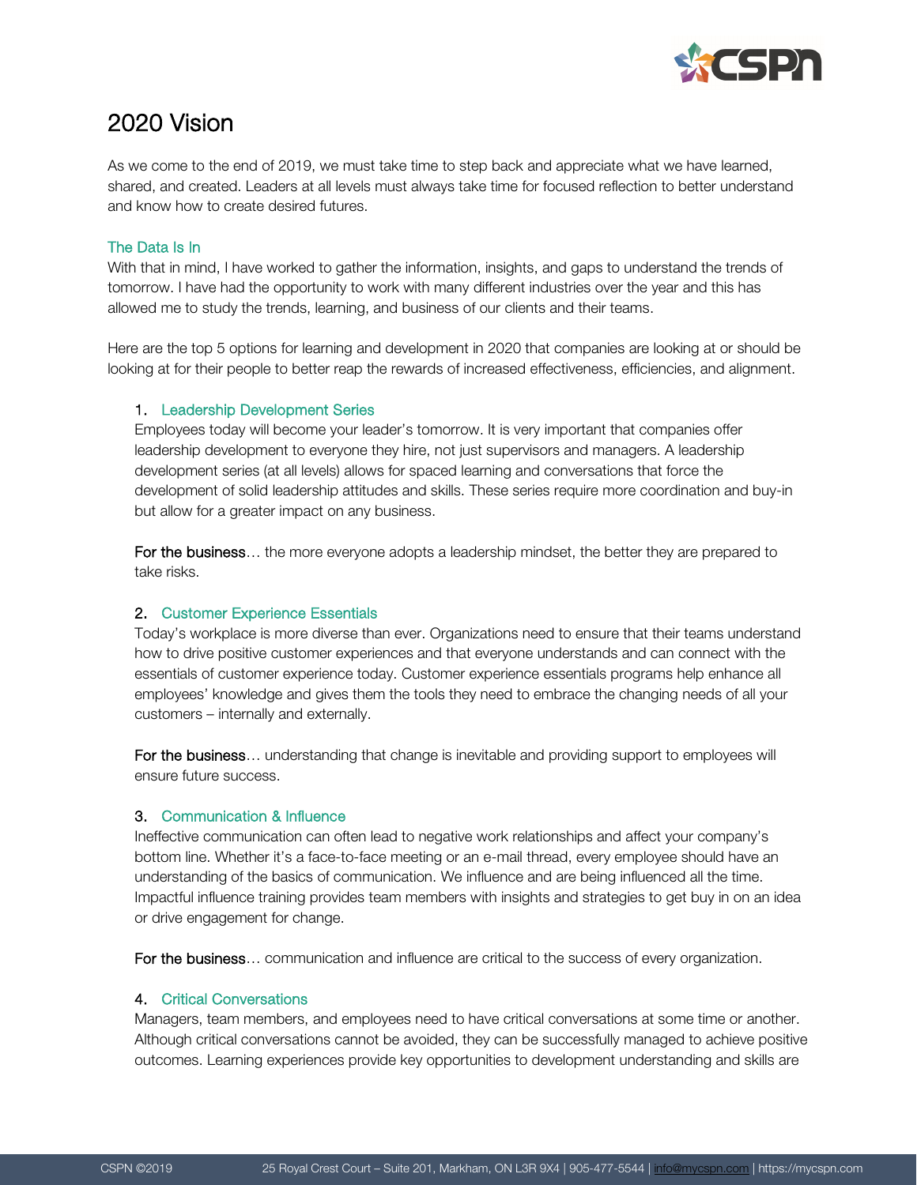# 2020 Vision

As we come to the end of 2019, we must take time to step back and appreciate what we have learned, shared, and created. Leaders at all levels must always take time for focused reflection to better understand and know how to create desired futures.

## The Data Is In

With that in mind, I have worked to gather the information, insights, and gaps to understand the trends of tomorrow. I have had the opportunity to work with many different industries over the year and this has allowed me to study the trends, learning, and business of our clients and their teams.

Here are the top 5 options for learning and development in 2020 that companies are looking at or should be looking at for their people to better reap the rewards of increased effectiveness, efficiencies, and alignment.

1. **Leadership Development Series**

   Employees today will become your leader's tomorrow. It is very important that companies offer leadership development to everyone they hire, not just supervisors and managers. A leadership development series (at all levels) allows for spaced learning and conversations that force the development of solid leadership attitudes and skills. These series require more coordination and buy-in but allow for a greater impact on any business.

   **For the business**… the more everyone adopts a leadership mindset, the better they are prepared to take risks.

2. **Customer Experience Essentials**

   Today's workplace is more diverse than ever. Organizations need to ensure that their teams understand how to drive positive customer experiences and that everyone understands and can connect with the essentials of customer experience today. Customer experience essentials programs help enhance all employees' knowledge and gives them the tools they need to embrace the changing needs of all your customers – internally and externally.

   **For the business**… understanding that change is inevitable and providing support to employees will ensure future success.

3. **Communication & Influence**

   Ineffective communication can often lead to negative work relationships and affect your company's bottom line. Whether it's a face-to-face meeting or an e-mail thread, every employee should have an understanding of the basics of communication. We influence and are being influenced all the time. Impactful influence training provides team members with insights and strategies to get buy in on an idea or drive engagement for change.

   **For the business**… communication and influence are critical to the success of every organization.

4. **Critical Conversations**

   Managers, team members, and employees need to have critical conversations at some time or another. Although critical conversations cannot be avoided, they can be successfully managed to achieve positive outcomes. Learning experiences provide key opportunities to development understanding and skills are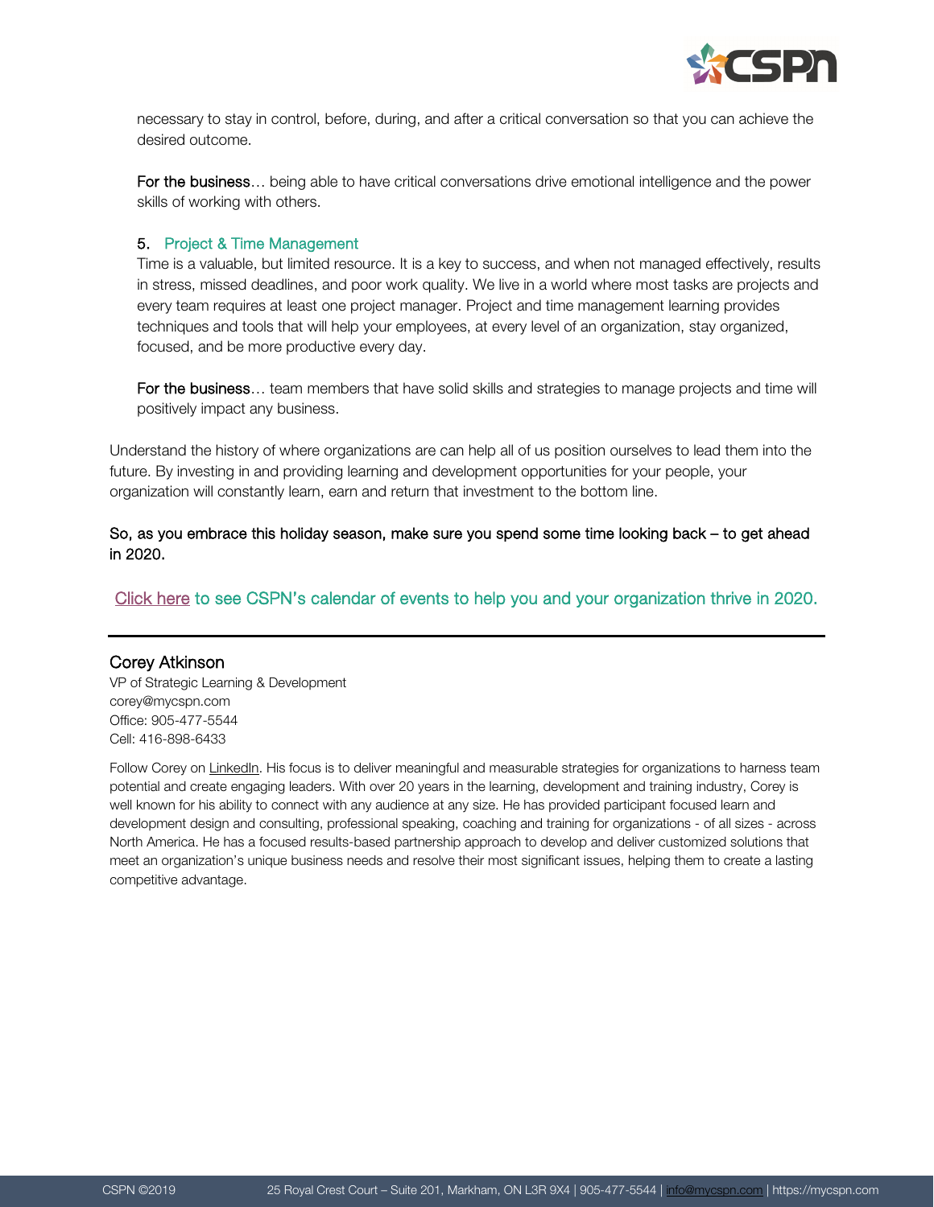necessary to stay in control, before, during, and after a critical conversation so that you can achieve the desired outcome.

**For the business**… being able to have critical conversations drive emotional intelligence and the power skills of working with others.

### 5. Project & Time Management

Time is a valuable, but limited resource. It is a key to success, and when not managed effectively, results in stress, missed deadlines, and poor work quality. We live in a world where most tasks are projects and every team requires at least one project manager. Project and time management learning provides techniques and tools that will help your employees, at every level of an organization, stay organized, focused, and be more productive every day.

**For the business**… team members that have solid skills and strategies to manage projects and time will positively impact any business.

Understand the history of where organizations are can help all of us position ourselves to lead them into the future. By investing in and providing learning and development opportunities for your people, your organization will constantly learn, earn and return that investment to the bottom line.

**So, as you embrace this holiday season, make sure you spend some time looking back – to get ahead in 2020.**

Click here to see CSPN's calendar of events to help you and your organization thrive in 2020.

---

**Corey Atkinson**
VP of Strategic Learning & Development
corey@mycspn.com
Office: 905-477-5544
Cell: 416-898-6433

Follow Corey on LinkedIn. His focus is to deliver meaningful and measurable strategies for organizations to harness team potential and create engaging leaders. With over 20 years in the learning, development and training industry, Corey is well known for his ability to connect with any audience at any size. He has provided participant focused learn and development design and consulting, professional speaking, coaching and training for organizations - of all sizes - across North America. He has a focused results-based partnership approach to develop and deliver customized solutions that meet an organization's unique business needs and resolve their most significant issues, helping them to create a lasting competitive advantage.